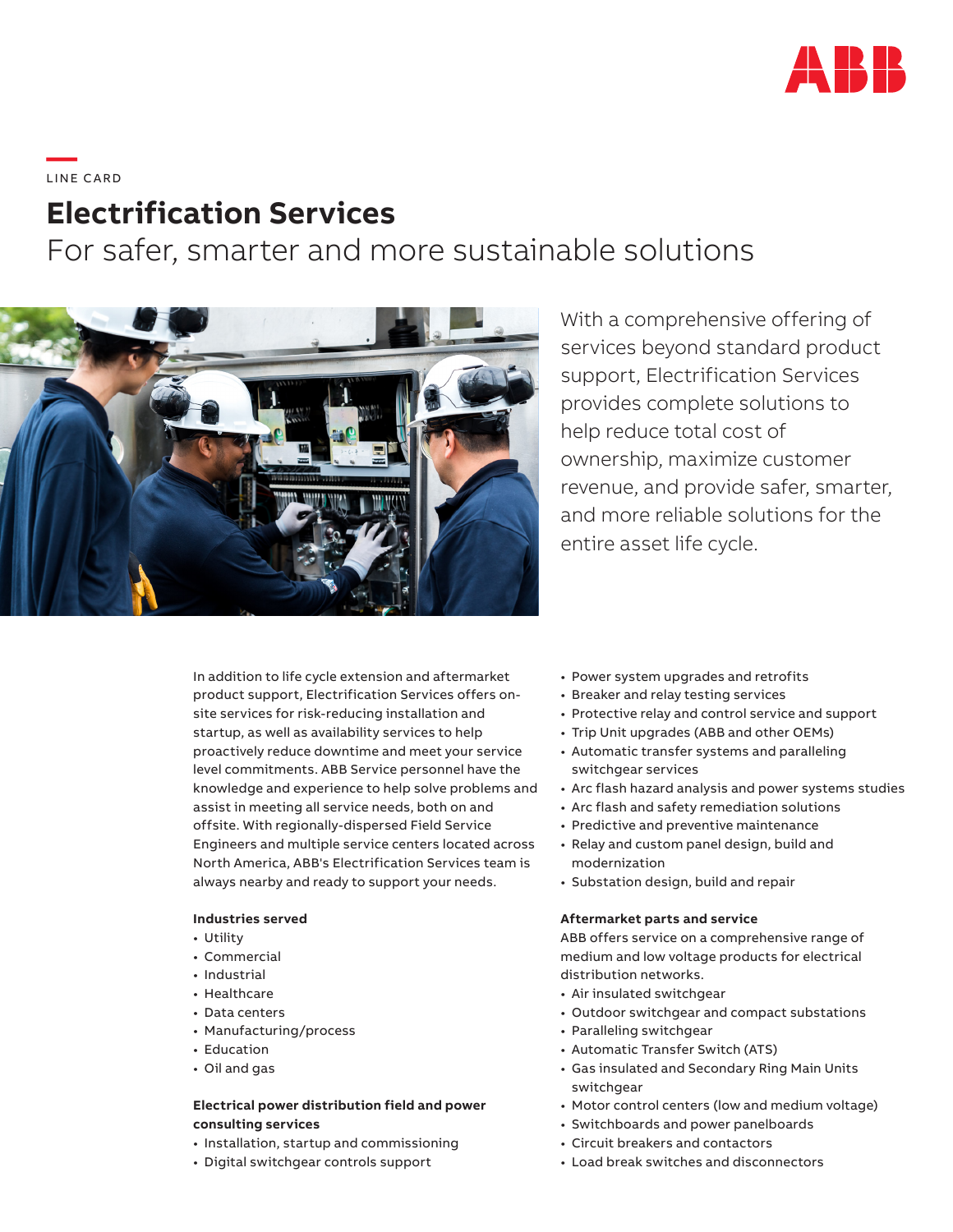LINE CARD

# Electrification Services

## For safer, smarter and more sustainable solutions

With a comprehensive offering of services beyond standard product support, Electrification Services provides complete solutions to help reduce total cost of ownership, maximize customer revenue, and provide safer, smarter, and more reliable solutions for the entire asset life cycle.

In addition to life cycle extension and aftermarket product support, Electrification Services offers on-site services for risk-reducing installation and startup, as well as availability services to help proactively reduce downtime and meet your service level commitments. ABB Service personnel have the knowledge and experience to help solve problems and assist in meeting all service needs, both on and offsite. With regionally-dispersed Field Service Engineers and multiple service centers located across North America, ABB's Electrification Services team is always nearby and ready to support your needs.

**Industries served**

- Utility
- Commercial
- Industrial
- Healthcare
- Data centers
- Manufacturing/process
- Education
- Oil and gas

**Electrical power distribution field and power consulting services**

- Installation, startup and commissioning
- Digital switchgear controls support
- Power system upgrades and retrofits
- Breaker and relay testing services
- Protective relay and control service and support
- Trip Unit upgrades (ABB and other OEMs)
- Automatic transfer systems and paralleling switchgear services
- Arc flash hazard analysis and power systems studies
- Arc flash and safety remediation solutions
- Predictive and preventive maintenance
- Relay and custom panel design, build and modernization
- Substation design, build and repair

**Aftermarket parts and service**

ABB offers service on a comprehensive range of medium and low voltage products for electrical distribution networks.

- Air insulated switchgear
- Outdoor switchgear and compact substations
- Paralleling switchgear
- Automatic Transfer Switch (ATS)
- Gas insulated and Secondary Ring Main Units switchgear
- Motor control centers (low and medium voltage)
- Switchboards and power panelboards
- Circuit breakers and contactors
- Load break switches and disconnectors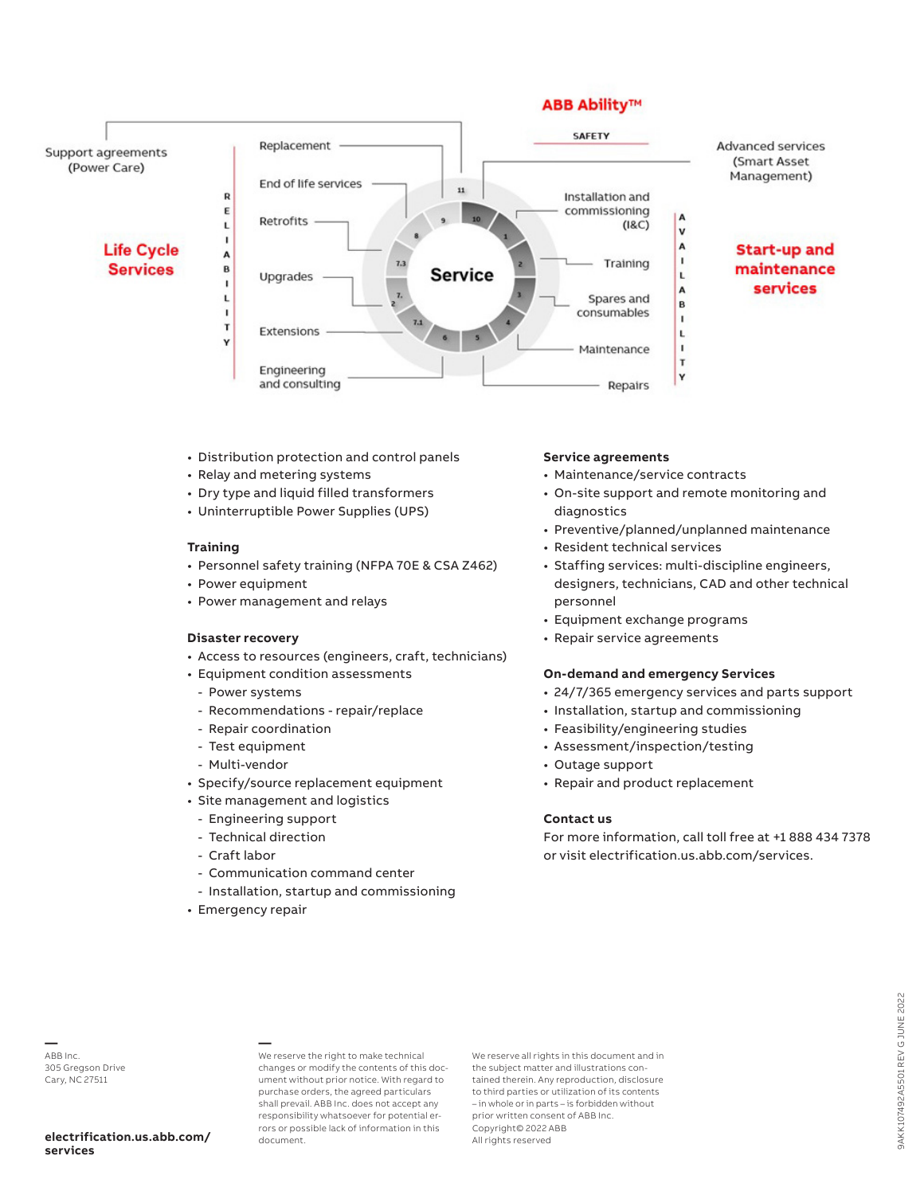ABB Ability™

SAFETY

Support agreements (Power Care)

Advanced services (Smart Asset Management)

Life Cycle Services

RELIABILITY

Replacement

End of life services

Retrofits

Upgrades

Extensions

Engineering and consulting

Service

11
10
1
2
3
4
5
6
7.1
7.2
7.3
8
9

Installation and commissioning (I&C)

Training

Spares and consumables

Maintenance

Repairs

AVAILABILITY

Start-up and maintenance services

- Distribution protection and control panels
- Relay and metering systems
- Dry type and liquid filled transformers
- Uninterruptible Power Supplies (UPS)

**Training**

- Personnel safety training (NFPA 70E & CSA Z462)
- Power equipment
- Power management and relays

**Disaster recovery**

- Access to resources (engineers, craft, technicians)
- Equipment condition assessments
  - Power systems
  - Recommendations - repair/replace
  - Repair coordination
  - Test equipment
  - Multi-vendor
- Specify/source replacement equipment
- Site management and logistics
  - Engineering support
  - Technical direction
  - Craft labor
  - Communication command center
  - Installation, startup and commissioning
- Emergency repair

**Service agreements**

- Maintenance/service contracts
- On-site support and remote monitoring and diagnostics
- Preventive/planned/unplanned maintenance
- Resident technical services
- Staffing services: multi-discipline engineers, designers, technicians, CAD and other technical personnel
- Equipment exchange programs
- Repair service agreements

**On-demand and emergency Services**

- 24/7/365 emergency services and parts support
- Installation, startup and commissioning
- Feasibility/engineering studies
- Assessment/inspection/testing
- Outage support
- Repair and product replacement

**Contact us**

For more information, call toll free at +1 888 434 7378 or visit electrification.us.abb.com/services.

—

ABB Inc.
305 Gregson Drive
Cary, NC 27511

**electrification.us.abb.com/services**

—

We reserve the right to make technical changes or modify the contents of this document without prior notice. With regard to purchase orders, the agreed particulars shall prevail. ABB Inc. does not accept any responsibility whatsoever for potential errors or possible lack of information in this document.

We reserve all rights in this document and in the subject matter and illustrations contained therein. Any reproduction, disclosure to third parties or utilization of its contents – in whole or in parts – is forbidden without prior written consent of ABB Inc.
Copyright© 2022 ABB
All rights reserved

9AKK107492A5501 REV G JUNE 2022